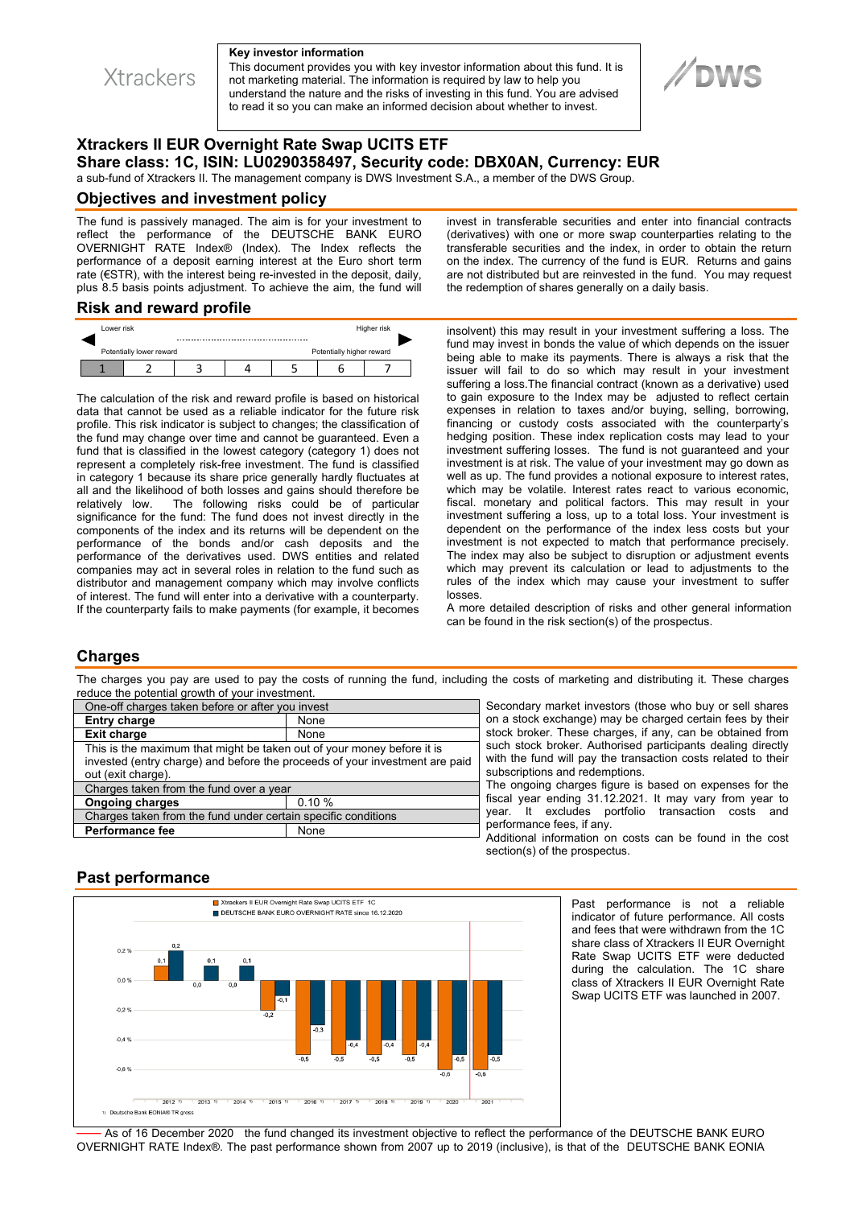Xtrackers

**Key investor information**
This document provides you with key investor information about this fund. It is not marketing material. The information is required by law to help you understand the nature and the risks of investing in this fund. You are advised to read it so you can make an informed decision about whether to invest.

DWS

# Xtrackers II EUR Overnight Rate Swap UCITS ETF

## Share class: 1C, ISIN: LU0290358497, Security code: DBX0AN, Currency: EUR

a sub-fund of Xtrackers II. The management company is DWS Investment S.A., a member of the DWS Group.

## Objectives and investment policy

The fund is passively managed. The aim is for your investment to reflect the performance of the DEUTSCHE BANK EURO OVERNIGHT RATE Index® (Index). The Index reflects the performance of a deposit earning interest at the Euro short term rate (€STR), with the interest being re-invested in the deposit, daily, plus 8.5 basis points adjustment. To achieve the aim, the fund will invest in transferable securities and enter into financial contracts (derivatives) with one or more swap counterparties relating to the transferable securities and the index, in order to obtain the return on the index. The currency of the fund is EUR. Returns and gains are not distributed but are reinvested in the fund. You may request the redemption of shares generally on a daily basis.

## Risk and reward profile

Lower risk — Higher risk

Potentially lower reward — Potentially higher reward

| 1 | 2 | 3 | 4 | 5 | 6 | 7 |
|---|---|---|---|---|---|---|

The calculation of the risk and reward profile is based on historical data that cannot be used as a reliable indicator for the future risk profile. This risk indicator is subject to changes; the classification of the fund may change over time and cannot be guaranteed. Even a fund that is classified in the lowest category (category 1) does not represent a completely risk-free investment. The fund is classified in category 1 because its share price generally hardly fluctuates at all and the likelihood of both losses and gains should therefore be relatively low. The following risks could be of particular significance for the fund: The fund does not invest directly in the components of the index and its returns will be dependent on the performance of the bonds and/or cash deposits and the performance of the derivatives used. DWS entities and related companies may act in several roles in relation to the fund such as distributor and management company which may involve conflicts of interest. The fund will enter into a derivative with a counterparty. If the counterparty fails to make payments (for example, it becomes insolvent) this may result in your investment suffering a loss. The fund may invest in bonds the value of which depends on the issuer being able to make its payments. There is always a risk that the issuer will fail to do so which may result in your investment suffering a loss.The financial contract (known as a derivative) used to gain exposure to the Index may be adjusted to reflect certain expenses in relation to taxes and/or buying, selling, borrowing, financing or custody costs associated with the counterparty's hedging position. These index replication costs may lead to your investment suffering losses. The fund is not guaranteed and your investment is at risk. The value of your investment may go down as well as up. The fund provides a notional exposure to interest rates, which may be volatile. Interest rates react to various economic, fiscal. monetary and political factors. This may result in your investment suffering a loss, up to a total loss. Your investment is dependent on the performance of the index less costs but your investment is not expected to match that performance precisely. The index may also be subject to disruption or adjustment events which may prevent its calculation or lead to adjustments to the rules of the index which may cause your investment to suffer losses.

A more detailed description of risks and other general information can be found in the risk section(s) of the prospectus.

## Charges

The charges you pay are used to pay the costs of running the fund, including the costs of marketing and distributing it. These charges reduce the potential growth of your investment.

| One-off charges taken before or after you invest | |
|---|---|
| **Entry charge** | None |
| **Exit charge** | None |
| This is the maximum that might be taken out of your money before it is invested (entry charge) and before the proceeds of your investment are paid out (exit charge). | |
| Charges taken from the fund over a year | |
| **Ongoing charges** | 0.10 % |
| Charges taken from the fund under certain specific conditions | |
| **Performance fee** | None |

Secondary market investors (those who buy or sell shares on a stock exchange) may be charged certain fees by their stock broker. These charges, if any, can be obtained from such stock broker. Authorised participants dealing directly with the fund will pay the transaction costs related to their subscriptions and redemptions.

The ongoing charges figure is based on expenses for the fiscal year ending 31.12.2021. It may vary from year to year. It excludes portfolio transaction costs and performance fees, if any.

Additional information on costs can be found in the cost section(s) of the prospectus.

## Past performance

■ Xtrackers II EUR Overnight Rate Swap UCITS ETF 1C
■ DEUTSCHE BANK EURO OVERNIGHT RATE since 16.12.2020

| | 2012 [1] | 2013 [1] | 2014 [1] | 2015 [1] | 2016 [1] | 2017 [1] | 2018 [1] | 2019 [1] | 2020 | 2021 |
|---|---|---|---|---|---|---|---|---|---|---|
| Fund (%) | 0.1 | 0.0 | 0.0 | -0.2 | -0.5 | -0.5 | -0.5 | -0.5 | -0.6 | -0.6 |
| Index (%) | 0.2 | 0.1 | 0.1 | -0.1 | -0.3 | -0.4 | -0.4 | -0.4 | -0.5 | -0.5 |

[1] Deutsche Bank EONIA® TR gross

Past performance is not a reliable indicator of future performance. All costs and fees that were withdrawn from the 1C share class of Xtrackers II EUR Overnight Rate Swap UCITS ETF were deducted during the calculation. The 1C share class of Xtrackers II EUR Overnight Rate Swap UCITS ETF was launched in 2007.

—— As of 16 December 2020 the fund changed its investment objective to reflect the performance of the DEUTSCHE BANK EURO OVERNIGHT RATE Index®. The past performance shown from 2007 up to 2019 (inclusive), is that of the DEUTSCHE BANK EONIA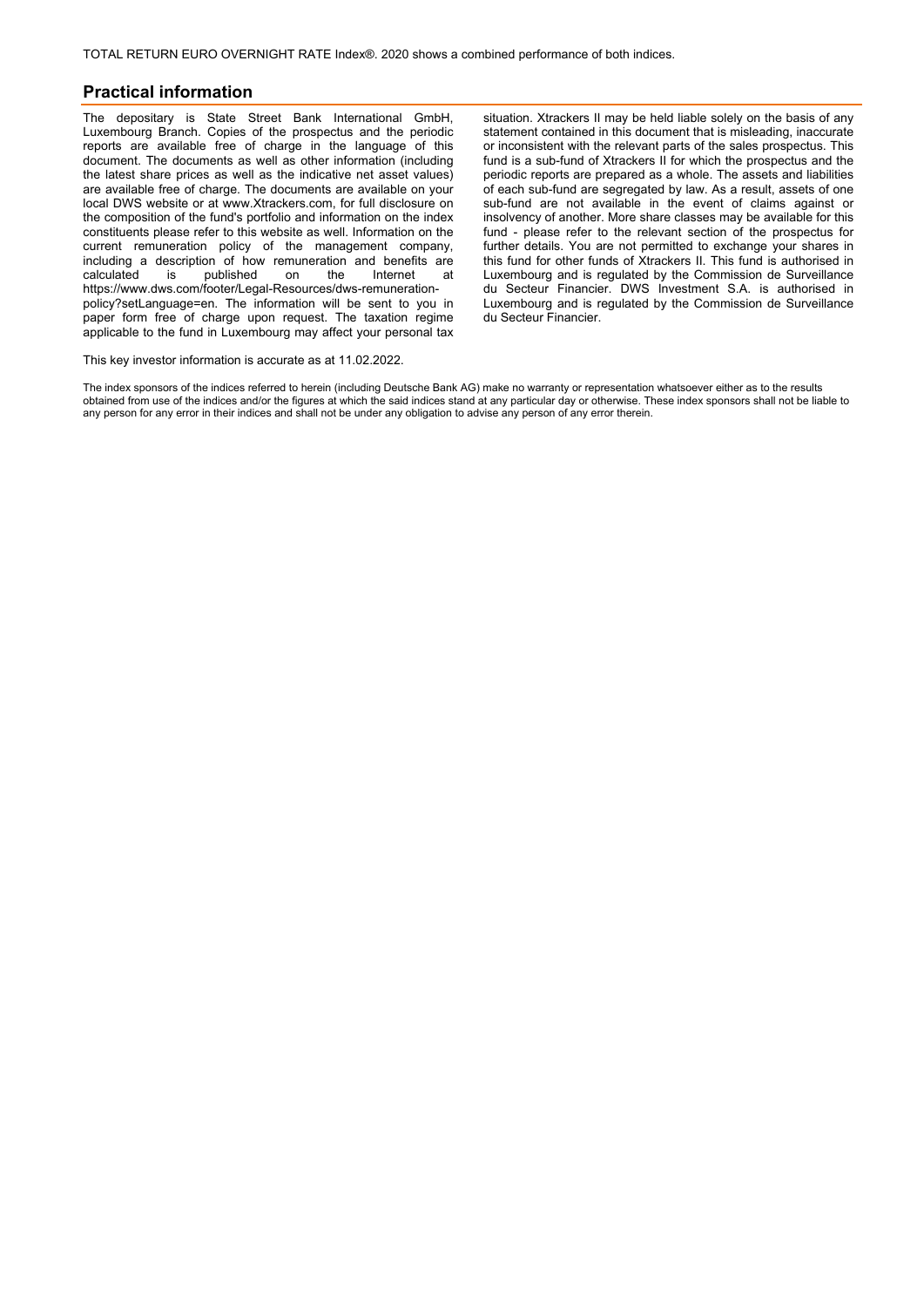TOTAL RETURN EURO OVERNIGHT RATE Index®. 2020 shows a combined performance of both indices.

## Practical information

The depositary is State Street Bank International GmbH, Luxembourg Branch. Copies of the prospectus and the periodic reports are available free of charge in the language of this document. The documents as well as other information (including the latest share prices as well as the indicative net asset values) are available free of charge. The documents are available on your local DWS website or at www.Xtrackers.com, for full disclosure on the composition of the fund's portfolio and information on the index constituents please refer to this website as well. Information on the current remuneration policy of the management company, including a description of how remuneration and benefits are calculated is published on the Internet at https://www.dws.com/footer/Legal-Resources/dws-remuneration-policy?setLanguage=en. The information will be sent to you in paper form free of charge upon request. The taxation regime applicable to the fund in Luxembourg may affect your personal tax situation. Xtrackers II may be held liable solely on the basis of any statement contained in this document that is misleading, inaccurate or inconsistent with the relevant parts of the sales prospectus. This fund is a sub-fund of Xtrackers II for which the prospectus and the periodic reports are prepared as a whole. The assets and liabilities of each sub-fund are segregated by law. As a result, assets of one sub-fund are not available in the event of claims against or insolvency of another. More share classes may be available for this fund - please refer to the relevant section of the prospectus for further details. You are not permitted to exchange your shares in this fund for other funds of Xtrackers II. This fund is authorised in Luxembourg and is regulated by the Commission de Surveillance du Secteur Financier. DWS Investment S.A. is authorised in Luxembourg and is regulated by the Commission de Surveillance du Secteur Financier.

This key investor information is accurate as at 11.02.2022.

The index sponsors of the indices referred to herein (including Deutsche Bank AG) make no warranty or representation whatsoever either as to the results obtained from use of the indices and/or the figures at which the said indices stand at any particular day or otherwise. These index sponsors shall not be liable to any person for any error in their indices and shall not be under any obligation to advise any person of any error therein.